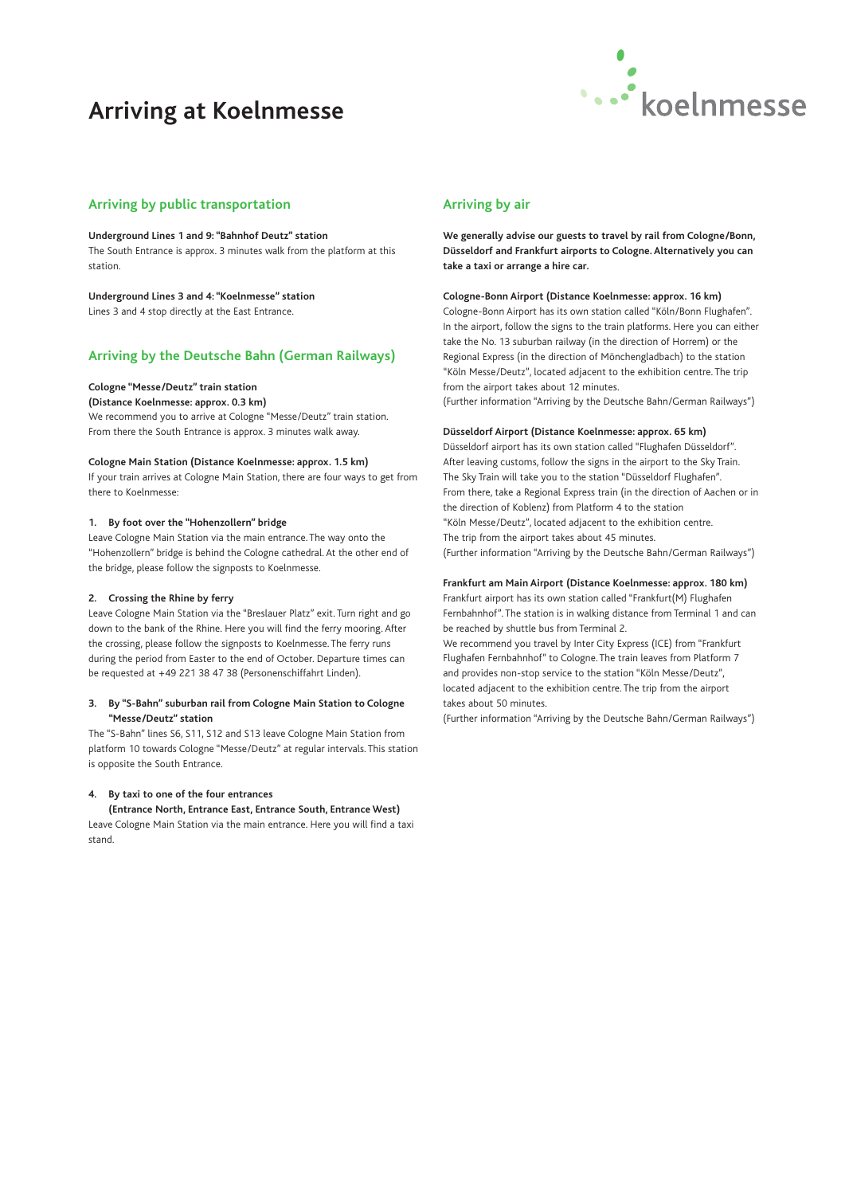# Arriving at Koelnmesse

koelnmesse

## Arriving by public transportation

**Underground Lines 1 and 9: "Bahnhof Deutz" station**
The South Entrance is approx. 3 minutes walk from the platform at this station.

**Underground Lines 3 and 4: "Koelnmesse" station**
Lines 3 and 4 stop directly at the East Entrance.

## Arriving by the Deutsche Bahn (German Railways)

**Cologne "Messe/Deutz" train station**
**(Distance Koelnmesse: approx. 0.3 km)**
We recommend you to arrive at Cologne "Messe/Deutz" train station. From there the South Entrance is approx. 3 minutes walk away.

**Cologne Main Station (Distance Koelnmesse: approx. 1.5 km)**
If your train arrives at Cologne Main Station, there are four ways to get from there to Koelnmesse:

**1. By foot over the "Hohenzollern" bridge**
Leave Cologne Main Station via the main entrance. The way onto the "Hohenzollern" bridge is behind the Cologne cathedral. At the other end of the bridge, please follow the signposts to Koelnmesse.

**2. Crossing the Rhine by ferry**
Leave Cologne Main Station via the "Breslauer Platz" exit. Turn right and go down to the bank of the Rhine. Here you will find the ferry mooring. After the crossing, please follow the signposts to Koelnmesse. The ferry runs during the period from Easter to the end of October. Departure times can be requested at +49 221 38 47 38 (Personenschiffahrt Linden).

**3. By "S-Bahn" suburban rail from Cologne Main Station to Cologne "Messe/Deutz" station**
The "S-Bahn" lines S6, S11, S12 and S13 leave Cologne Main Station from platform 10 towards Cologne "Messe/Deutz" at regular intervals. This station is opposite the South Entrance.

**4. By taxi to one of the four entrances**
**(Entrance North, Entrance East, Entrance South, Entrance West)**
Leave Cologne Main Station via the main entrance. Here you will find a taxi stand.

## Arriving by air

**We generally advise our guests to travel by rail from Cologne/Bonn, Düsseldorf and Frankfurt airports to Cologne. Alternatively you can take a taxi or arrange a hire car.**

**Cologne-Bonn Airport (Distance Koelnmesse: approx. 16 km)**
Cologne-Bonn Airport has its own station called "Köln/Bonn Flughafen". In the airport, follow the signs to the train platforms. Here you can either take the No. 13 suburban railway (in the direction of Horrem) or the Regional Express (in the direction of Mönchengladbach) to the station "Köln Messe/Deutz", located adjacent to the exhibition centre. The trip from the airport takes about 12 minutes.
(Further information "Arriving by the Deutsche Bahn/German Railways")

**Düsseldorf Airport (Distance Koelnmesse: approx. 65 km)**
Düsseldorf airport has its own station called "Flughafen Düsseldorf". After leaving customs, follow the signs in the airport to the Sky Train. The Sky Train will take you to the station "Düsseldorf Flughafen". From there, take a Regional Express train (in the direction of Aachen or in the direction of Koblenz) from Platform 4 to the station "Köln Messe/Deutz", located adjacent to the exhibition centre. The trip from the airport takes about 45 minutes.
(Further information "Arriving by the Deutsche Bahn/German Railways")

**Frankfurt am Main Airport (Distance Koelnmesse: approx. 180 km)**
Frankfurt airport has its own station called "Frankfurt(M) Flughafen Fernbahnhof". The station is in walking distance from Terminal 1 and can be reached by shuttle bus from Terminal 2.
We recommend you travel by Inter City Express (ICE) from "Frankfurt Flughafen Fernbahnhof" to Cologne. The train leaves from Platform 7 and provides non-stop service to the station "Köln Messe/Deutz", located adjacent to the exhibition centre. The trip from the airport takes about 50 minutes.
(Further information "Arriving by the Deutsche Bahn/German Railways")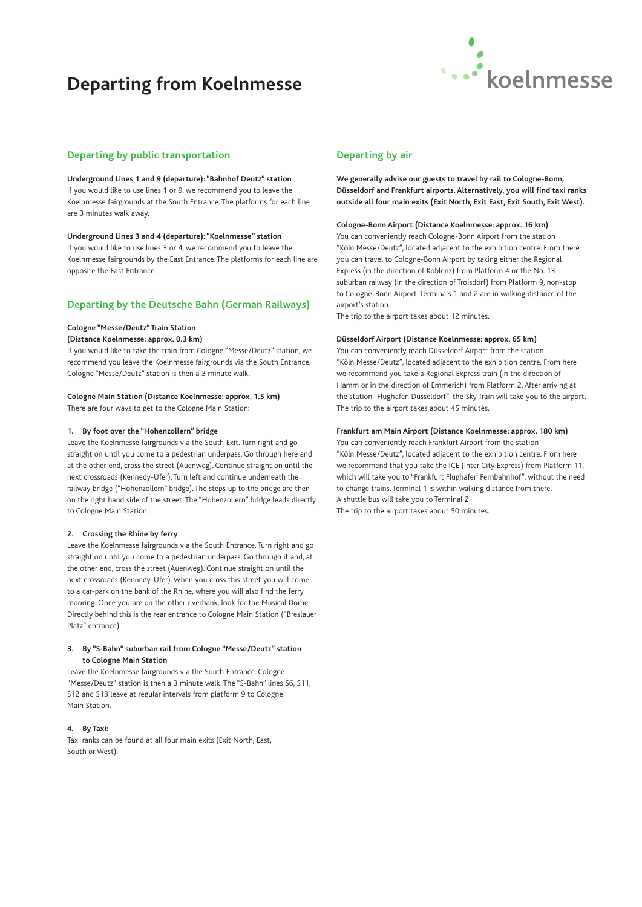# Departing from Koelnmesse

## Departing by public transportation

**Underground Lines 1 and 9 (departure): "Bahnhof Deutz" station**
If you would like to use lines 1 or 9, we recommend you to leave the Koelnmesse fairgrounds at the South Entrance. The platforms for each line are 3 minutes walk away.

**Underground Lines 3 and 4 (departure): "Koelnmesse" station**
If you would like to use lines 3 or 4, we recommend you to leave the Koelnmesse fairgrounds by the East Entrance. The platforms for each line are opposite the East Entrance.

## Departing by the Deutsche Bahn (German Railways)

**Cologne "Messe/Deutz" Train Station**
**(Distance Koelnmesse: approx. 0.3 km)**
If you would like to take the train from Cologne "Messe/Deutz" station, we recommend you leave the Koelnmesse fairgrounds via the South Entrance. Cologne "Messe/Deutz" station is then a 3 minute walk.

**Cologne Main Station (Distance Koelnmesse: approx. 1.5 km)**
There are four ways to get to the Cologne Main Station:

**1. By foot over the "Hohenzollern" bridge**
Leave the Koelnmesse fairgrounds via the South Exit. Turn right and go straight on until you come to a pedestrian underpass. Go through here and at the other end, cross the street (Auenweg). Continue straight on until the next crossroads (Kennedy-Ufer). Turn left and continue underneath the railway bridge ("Hohenzollern" bridge). The steps up to the bridge are then on the right hand side of the street. The "Hohenzollern" bridge leads directly to Cologne Main Station.

**2. Crossing the Rhine by ferry**
Leave the Koelnmesse fairgrounds via the South Entrance. Turn right and go straight on until you come to a pedestrian underpass. Go through it and, at the other end, cross the street (Auenweg). Continue straight on until the next crossroads (Kennedy-Ufer). When you cross this street you will come to a car-park on the bank of the Rhine, where you will also find the ferry mooring. Once you are on the other riverbank, look for the Musical Dome. Directly behind this is the rear entrance to Cologne Main Station ("Breslauer Platz" entrance).

**3. By "S-Bahn" suburban rail from Cologne "Messe/Deutz" station to Cologne Main Station**
Leave the Koelnmesse fairgrounds via the South Entrance. Cologne "Messe/Deutz" station is then a 3 minute walk. The "S-Bahn" lines S6, S11, S12 and S13 leave at regular intervals from platform 9 to Cologne Main Station.

**4. By Taxi:**
Taxi ranks can be found at all four main exits (Exit North, East, South or West).

## Departing by air

**We generally advise our guests to travel by rail to Cologne-Bonn, Düsseldorf and Frankfurt airports. Alternatively, you will find taxi ranks outside all four main exits (Exit North, Exit East, Exit South, Exit West).**

**Cologne-Bonn Airport (Distance Koelnmesse: approx. 16 km)**
You can conveniently reach Cologne-Bonn Airport from the station "Köln Messe/Deutz", located adjacent to the exhibition centre. From there you can travel to Cologne-Bonn Airport by taking either the Regional Express (in the direction of Koblenz) from Platform 4 or the No. 13 suburban railway (in the direction of Troisdorf) from Platform 9, non-stop to Cologne-Bonn Airport. Terminals 1 and 2 are in walking distance of the airport's station.
The trip to the airport takes about 12 minutes.

**Düsseldorf Airport (Distance Koelnmesse: approx. 65 km)**
You can conveniently reach Düsseldorf Airport from the station "Köln Messe/Deutz", located adjacent to the exhibition centre. From here we recommend you take a Regional Express train (in the direction of Hamm or in the direction of Emmerich) from Platform 2. After arriving at the station "Flughafen Düsseldorf", the Sky Train will take you to the airport.
The trip to the airport takes about 45 minutes.

**Frankfurt am Main Airport (Distance Koelnmesse: approx. 180 km)**
You can conveniently reach Frankfurt Airport from the station "Köln Messe/Deutz", located adjacent to the exhibition centre. From here we recommend that you take the ICE (Inter City Express) from Platform 11, which will take you to "Frankfurt Flughafen Fernbahnhof", without the need to change trains. Terminal 1 is within walking distance from there.
A shuttle bus will take you to Terminal 2.
The trip to the airport takes about 50 minutes.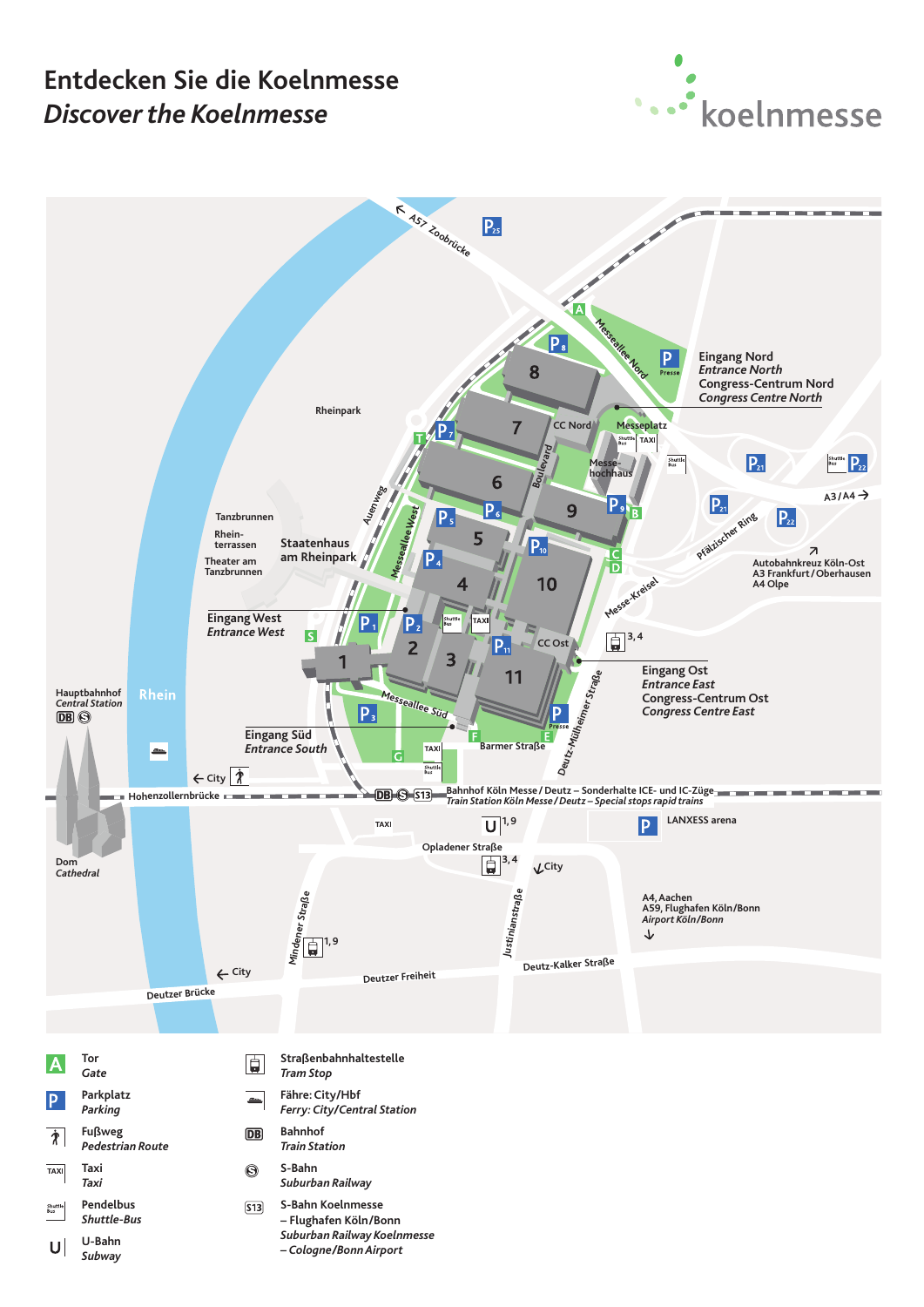# Entdecken Sie die Koelnmesse

# *Discover the Koelnmesse*

koelnmesse

A57 Zoobrücke

P25

Rheinpark

Messeallee Nord

Eingang Nord
*Entrance North*
Congress-Centrum Nord
*Congress Centre North*

P8 8

P7 7 CC Nord Messeplatz

Presse

Shuttle Bus TAXI

Messe-hochhaus

Boulevard

P21 P22

A3 / A4 →

T

6 P6 9 P9 B

Auenweg

Messeallee West

Tanzbrunnen

Rhein-terrassen

Theater am Tanzbrunnen

Staatenhaus am Rheinpark

P5 5 P10

P4 4 10

C D

P21 P22

Pfälzischer Ring

Autobahnkreuz Köln-Ost
A3 Frankfurt / Oberhausen
A4 Olpe

Messe-Kreisel

Eingang West
*Entrance West*

S

P1 P2 Shuttle Bus TAXI

1 2 3 P11 CC Ost 11

3, 4

Eingang Ost
*Entrance East*
Congress-Centrum Ost
*Congress Centre East*

Hauptbahnhof
*Central Station*

Rhein

Messeallee Süd

P3

P Presse

Deutz-Mülheimer Straße

Eingang Süd
*Entrance South*

F E

TAXI Barmer Straße

G

Shuttle Bus

← City

Hohenzollernbrücke

Bahnhof Köln Messe / Deutz – Sonderhalte ICE- und IC-Züge
*Train Station Köln Messe / Deutz – Special stops rapid trains*

TAXI

U 1, 9

LANXESS arena

Dom
*Cathedral*

Opladener Straße

3, 4

↙ City

A4, Aachen
A59, Flughafen Köln/Bonn
*Airport Köln/Bonn*

Mindener Straße

1, 9

Justinianstraße

← City

Deutzer Brücke

Deutzer Freiheit

Deutz-Kalker Straße

A Tor / *Gate*

P Parkplatz / *Parking*

Fußweg / *Pedestrian Route*

Taxi / *Taxi*

Pendelbus / *Shuttle-Bus*

U-Bahn / *Subway*

Straßenbahnhaltestelle / *Tram Stop*

Fähre: City/Hbf / *Ferry: City/Central Station*

DB Bahnhof / *Train Station*

S-Bahn / *Suburban Railway*

S13 S-Bahn Koelnmesse – Flughafen Köln/Bonn / *Suburban Railway Koelnmesse – Cologne/Bonn Airport*